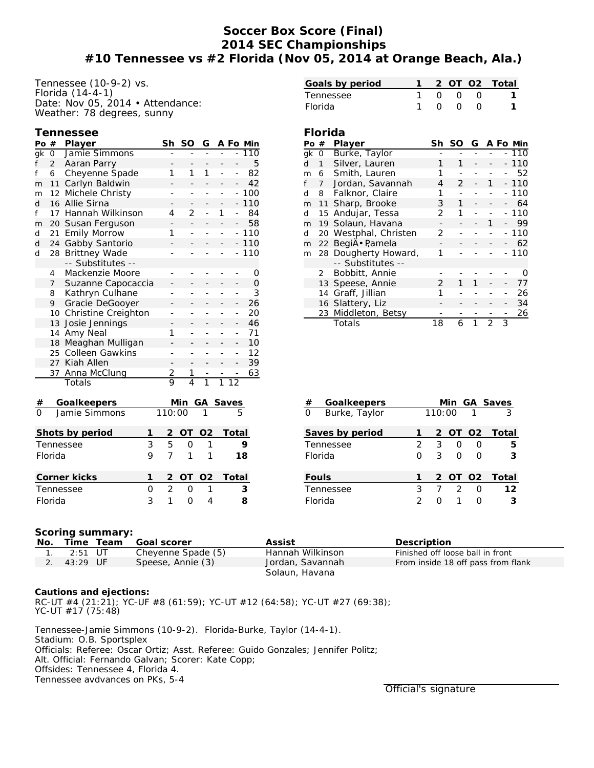# Soccer Box Score (Final)
## 2014 SEC Championships
## #10 Tennessee vs #2 Florida (Nov 05, 2014 at Orange Beach, Ala.)

Tennessee (10-9-2) vs.
Florida (14-4-1)
Date: Nov 05, 2014 • Attendance:
Weather: 78 degrees, sunny

| Goals by period | 1 | 2 | OT | O2 | Total |
|---|---|---|---|---|---|
| Tennessee | 1 | 0 | 0 | 0 | 1 |
| Florida | 1 | 0 | 0 | 0 | 1 |

### Tennessee

| Po | # | Player | Sh | SO | G | A | Fo | Min |
|---|---|---|---|---|---|---|---|---|
| gk | 0 | Jamie Simmons | - | - | - | - | - | 110 |
| f | 2 | Aaran Parry | - | - | - | - | - | 5 |
| f | 6 | Cheyenne Spade | 1 | 1 | 1 | - | - | 82 |
| m | 11 | Carlyn Baldwin | - | - | - | - | - | 42 |
| m | 12 | Michele Christy | - | - | - | - | - | 100 |
| d | 16 | Allie Sirna | - | - | - | - | - | 110 |
| f | 17 | Hannah Wilkinson | 4 | 2 | - | 1 | - | 84 |
| m | 20 | Susan Ferguson | - | - | - | - | - | 58 |
| d | 21 | Emily Morrow | 1 | - | - | - | - | 110 |
| d | 24 | Gabby Santorio | - | - | - | - | - | 110 |
| d | 28 | Brittney Wade | - | - | - | - | - | 110 |
| | | -- Substitutes -- | | | | | | |
| | 4 | Mackenzie Moore | - | - | - | - | - | 0 |
| | 7 | Suzanne Capocaccia | - | - | - | - | - | 0 |
| | 8 | Kathryn Culhane | - | - | - | - | - | 3 |
| | 9 | Gracie DeGooyer | - | - | - | - | - | 26 |
| | 10 | Christine Creighton | - | - | - | - | - | 20 |
| | 13 | Josie Jennings | - | - | - | - | - | 46 |
| | 14 | Amy Neal | 1 | - | - | - | - | 71 |
| | 18 | Meaghan Mulligan | - | - | - | - | - | 10 |
| | 25 | Colleen Gawkins | - | - | - | - | - | 12 |
| | 27 | Kiah Allen | - | - | - | - | - | 39 |
| | 37 | Anna McClung | 2 | 1 | - | - | - | 63 |
| | | Totals | 9 | 4 | 1 | 1 | 12 | |

### Florida

| Po | # | Player | Sh | SO | G | A | Fo | Min |
|---|---|---|---|---|---|---|---|---|
| gk | 0 | Burke, Taylor | - | - | - | - | - | 110 |
| d | 1 | Silver, Lauren | 1 | 1 | - | - | - | 110 |
| m | 6 | Smith, Lauren | 1 | - | - | - | - | 52 |
| f | 7 | Jordan, Savannah | 4 | 2 | - | 1 | - | 110 |
| d | 8 | Falknor, Claire | 1 | - | - | - | - | 110 |
| m | 11 | Sharp, Brooke | 3 | 1 | - | - | - | 64 |
| d | 15 | Andujar, Tessa | 2 | 1 | - | - | - | 110 |
| m | 19 | Solaun, Havana | - | - | - | 1 | - | 99 |
| d | 20 | Westphal, Christen | 2 | - | - | - | - | 110 |
| m | 22 | BegiÄ• Pamela | - | - | - | - | - | 62 |
| m | 28 | Dougherty Howard, | 1 | - | - | - | - | 110 |
| | | -- Substitutes -- | | | | | | |
| | 2 | Bobbitt, Annie | - | - | - | - | - | 0 |
| | 13 | Speese, Annie | 2 | 1 | 1 | - | - | 77 |
| | 14 | Graff, Jillian | 1 | - | - | - | - | 26 |
| | 16 | Slattery, Liz | - | - | - | - | - | 34 |
| | 23 | Middleton, Betsy | - | - | - | - | - | 26 |
| | | Totals | 18 | 6 | 1 | 2 | 3 | |

| # | Goalkeepers | Min | GA | Saves |
|---|---|---|---|---|
| 0 | Jamie Simmons | 110:00 | 1 | 5 |

| # | Goalkeepers | Min | GA | Saves |
|---|---|---|---|---|
| 0 | Burke, Taylor | 110:00 | 1 | 3 |

| Shots by period | 1 | 2 | OT | O2 | Total |
|---|---|---|---|---|---|
| Tennessee | 3 | 5 | 0 | 1 | 9 |
| Florida | 9 | 7 | 1 | 1 | 18 |

| Saves by period | 1 | 2 | OT | O2 | Total |
|---|---|---|---|---|---|
| Tennessee | 2 | 3 | 0 | 0 | 5 |
| Florida | 0 | 3 | 0 | 0 | 3 |

| Corner kicks | 1 | 2 | OT | O2 | Total |
|---|---|---|---|---|---|
| Tennessee | 0 | 2 | 0 | 1 | 3 |
| Florida | 3 | 1 | 0 | 4 | 8 |

| Fouls | 1 | 2 | OT | O2 | Total |
|---|---|---|---|---|---|
| Tennessee | 3 | 7 | 2 | 0 | 12 |
| Florida | 2 | 0 | 1 | 0 | 3 |

**Scoring summary:**

| No. | Time | Team | Goal scorer | Assist | Description |
|---|---|---|---|---|---|
| 1. | 2:51 | UT | Cheyenne Spade (5) | Hannah Wilkinson | Finished off loose ball in front |
| 2. | 43:29 | UF | Speese, Annie (3) | Jordan, Savannah; Solaun, Havana | From inside 18 off pass from flank |

**Cautions and ejections:**
RC-UT #4 (21:21); YC-UF #8 (61:59); YC-UT #12 (64:58); YC-UT #27 (69:38);
YC-UT #17 (75:48)

Tennessee-Jamie Simmons (10-9-2). Florida-Burke, Taylor (14-4-1).
Stadium: O.B. Sportsplex
Officials: Referee: Oscar Ortiz; Asst. Referee: Guido Gonzales; Jennifer Politz;
Alt. Official: Fernando Galvan; Scorer: Kate Copp;
Offsides: Tennessee 4, Florida 4.
Tennessee avdvances on PKs, 5-4

Official's signature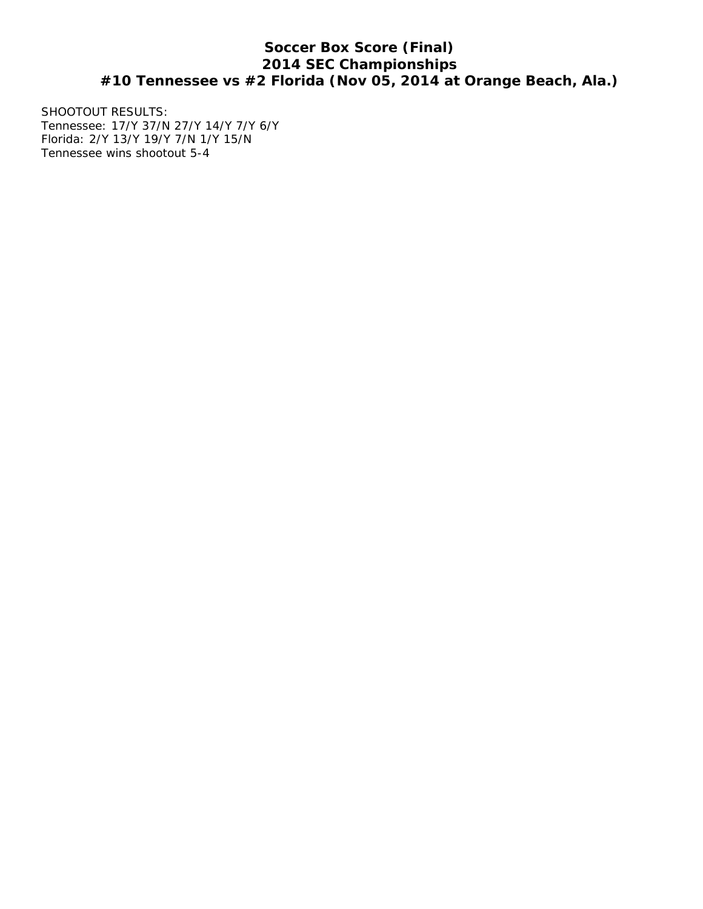**Soccer Box Score (Final)**
**2014 SEC Championships**
**#10 Tennessee vs #2 Florida (Nov 05, 2014 at Orange Beach, Ala.)**

SHOOTOUT RESULTS:
Tennessee: 17/Y 37/N 27/Y 14/Y 7/Y 6/Y
Florida: 2/Y 13/Y 19/Y 7/N 1/Y 15/N
Tennessee wins shootout 5-4